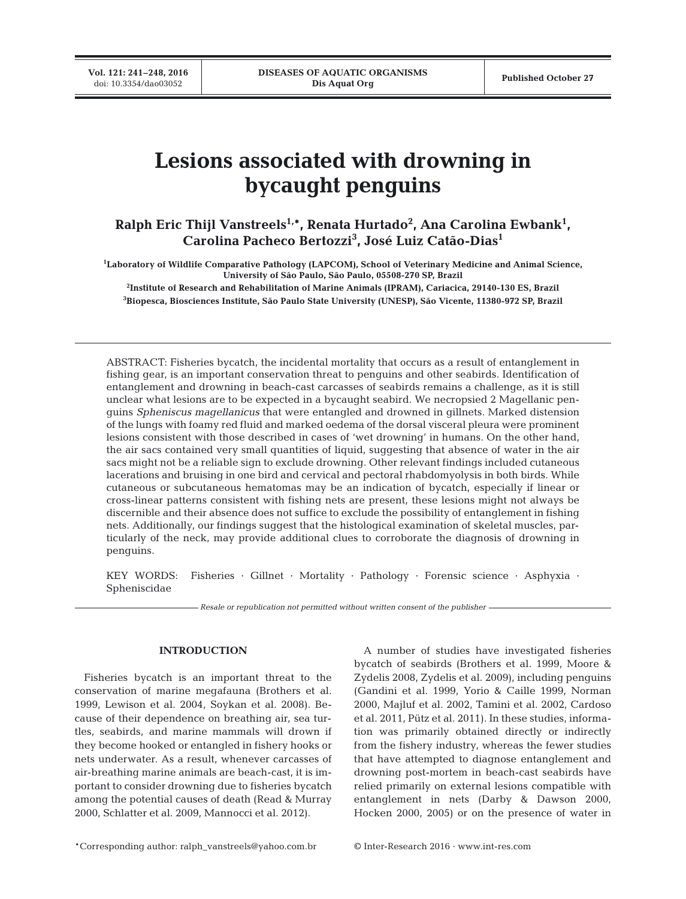# Lesions associated with drowning in bycaught penguins

**Ralph Eric Thijl Vanstreels[1,*], Renata Hurtado[2], Ana Carolina Ewbank[1], Carolina Pacheco Bertozzi[3], José Luiz Catão-Dias[1]**

[1]Laboratory of Wildlife Comparative Pathology (LAPCOM), School of Veterinary Medicine and Animal Science, University of São Paulo, São Paulo, 05508-270 SP, Brazil

[2]Institute of Research and Rehabilitation of Marine Animals (IPRAM), Cariacica, 29140-130 ES, Brazil

[3]Biopesca, Biosciences Institute, São Paulo State University (UNESP), São Vicente, 11380-972 SP, Brazil

ABSTRACT: Fisheries bycatch, the incidental mortality that occurs as a result of entanglement in fishing gear, is an important conservation threat to penguins and other seabirds. Identification of entanglement and drowning in beach-cast carcasses of seabirds remains a challenge, as it is still unclear what lesions are to be expected in a bycaught seabird. We necropsied 2 Magellanic penguins *Spheniscus magellanicus* that were entangled and drowned in gillnets. Marked distension of the lungs with foamy red fluid and marked oedema of the dorsal visceral pleura were prominent lesions consistent with those described in cases of 'wet drowning' in humans. On the other hand, the air sacs contained very small quantities of liquid, suggesting that absence of water in the air sacs might not be a reliable sign to exclude drowning. Other relevant findings included cutaneous lacerations and bruising in one bird and cervical and pectoral rhabdomyolysis in both birds. While cutaneous or subcutaneous hematomas may be an indication of bycatch, especially if linear or cross-linear patterns consistent with fishing nets are present, these lesions might not always be discernible and their absence does not suffice to exclude the possibility of entanglement in fishing nets. Additionally, our findings suggest that the histological examination of skeletal muscles, particularly of the neck, may provide additional clues to corroborate the diagnosis of drowning in penguins.

KEY WORDS: Fisheries · Gillnet · Mortality · Pathology · Forensic science · Asphyxia · Spheniscidae

*Resale or republication not permitted without written consent of the publisher*

## INTRODUCTION

Fisheries bycatch is an important threat to the conservation of marine megafauna (Brothers et al. 1999, Lewison et al. 2004, Soykan et al. 2008). Because of their dependence on breathing air, sea turtles, seabirds, and marine mammals will drown if they become hooked or entangled in fishery hooks or nets underwater. As a result, whenever carcasses of air-breathing marine animals are beach-cast, it is important to consider drowning due to fisheries bycatch among the potential causes of death (Read & Murray 2000, Schlatter et al. 2009, Mannocci et al. 2012).

A number of studies have investigated fisheries bycatch of seabirds (Brothers et al. 1999, Moore & Zydelis 2008, Zydelis et al. 2009), including penguins (Gandini et al. 1999, Yorio & Caille 1999, Norman 2000, Majluf et al. 2002, Tamini et al. 2002, Cardoso et al. 2011, Pütz et al. 2011). In these studies, information was primarily obtained directly or indirectly from the fishery industry, whereas the fewer studies that have attempted to diagnose entanglement and drowning post-mortem in beach-cast seabirds have relied primarily on external lesions compatible with entanglement in nets (Darby & Dawson 2000, Hocken 2000, 2005) or on the presence of water in

*Corresponding author: ralph_vanstreels@yahoo.com.br

© Inter-Research 2016 · www.int-res.com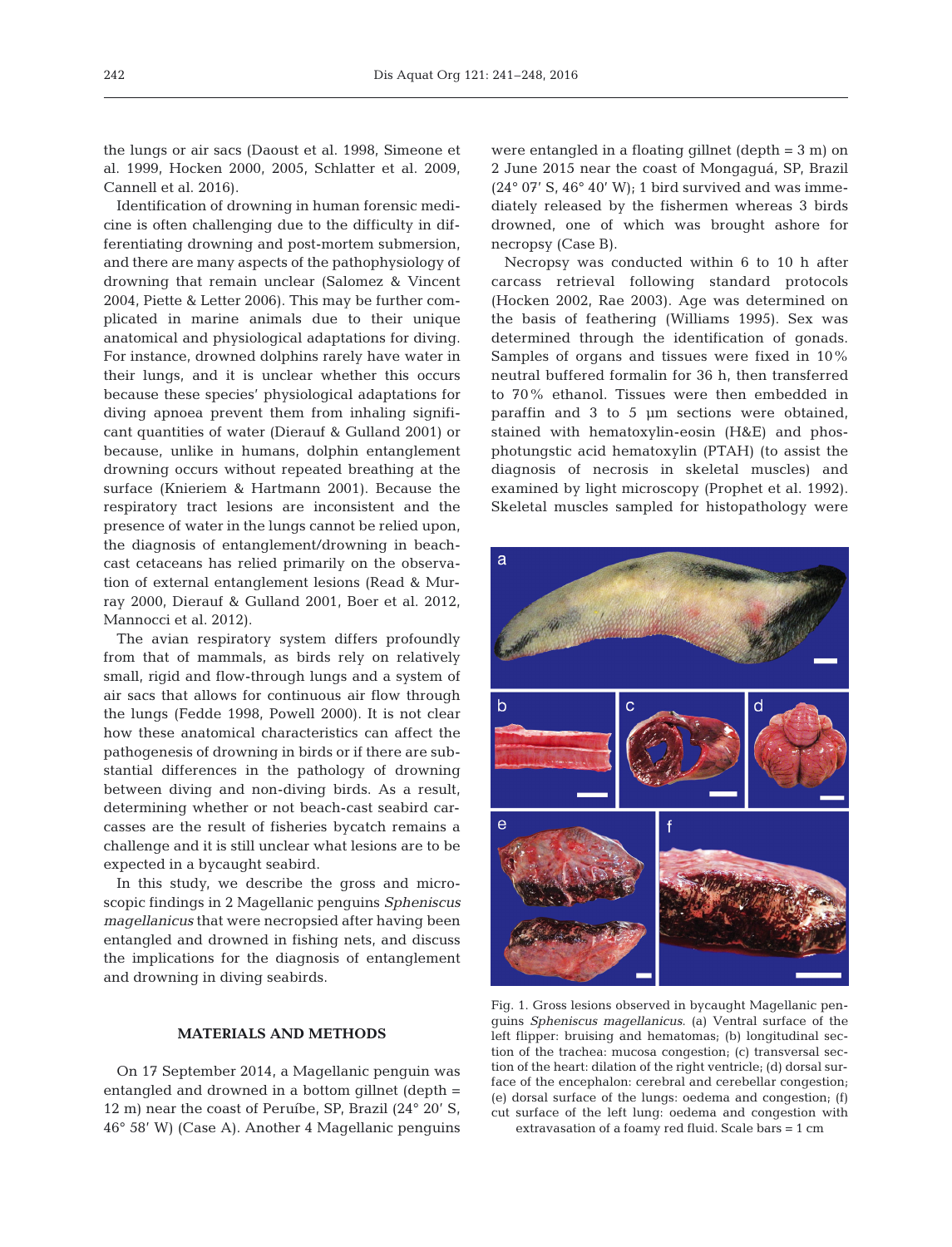the lungs or air sacs (Daoust et al. 1998, Simeone et al. 1999, Hocken 2000, 2005, Schlatter et al. 2009, Cannell et al. 2016).

Identification of drowning in human forensic medicine is often challenging due to the difficulty in differentiating drowning and post-mortem submersion, and there are many aspects of the pathophysiology of drowning that remain unclear (Salomez & Vincent 2004, Piette & Letter 2006). This may be further complicated in marine animals due to their unique anatomical and physiological adaptations for diving. For instance, drowned dolphins rarely have water in their lungs, and it is unclear whether this occurs because these species' physiological adaptations for diving apnoea prevent them from inhaling significant quantities of water (Dierauf & Gulland 2001) or because, unlike in humans, dolphin entanglement drowning occurs without repeated breathing at the surface (Knieriem & Hartmann 2001). Because the respiratory tract lesions are inconsistent and the presence of water in the lungs cannot be relied upon, the diagnosis of entanglement/drowning in beach-cast cetaceans has relied primarily on the observation of external entanglement lesions (Read & Murray 2000, Dierauf & Gulland 2001, Boer et al. 2012, Mannocci et al. 2012).

The avian respiratory system differs profoundly from that of mammals, as birds rely on relatively small, rigid and flow-through lungs and a system of air sacs that allows for continuous air flow through the lungs (Fedde 1998, Powell 2000). It is not clear how these anatomical characteristics can affect the pathogenesis of drowning in birds or if there are substantial differences in the pathology of drowning between diving and non-diving birds. As a result, determining whether or not beach-cast seabird carcasses are the result of fisheries bycatch remains a challenge and it is still unclear what lesions are to be expected in a bycaught seabird.

In this study, we describe the gross and microscopic findings in 2 Magellanic penguins *Spheniscus magellanicus* that were necropsied after having been entangled and drowned in fishing nets, and discuss the implications for the diagnosis of entanglement and drowning in diving seabirds.

## MATERIALS AND METHODS

On 17 September 2014, a Magellanic penguin was entangled and drowned in a bottom gillnet (depth = 12 m) near the coast of Peruíbe, SP, Brazil (24° 20′ S, 46° 58′ W) (Case A). Another 4 Magellanic penguins were entangled in a floating gillnet (depth = 3 m) on 2 June 2015 near the coast of Mongaguá, SP, Brazil (24° 07′ S, 46° 40′ W); 1 bird survived and was immediately released by the fishermen whereas 3 birds drowned, one of which was brought ashore for necropsy (Case B).

Necropsy was conducted within 6 to 10 h after carcass retrieval following standard protocols (Hocken 2002, Rae 2003). Age was determined on the basis of feathering (Williams 1995). Sex was determined through the identification of gonads. Samples of organs and tissues were fixed in 10% neutral buffered formalin for 36 h, then transferred to 70% ethanol. Tissues were then embedded in paraffin and 3 to 5 µm sections were obtained, stained with hematoxylin-eosin (H&E) and phosphotungstic acid hematoxylin (PTAH) (to assist the diagnosis of necrosis in skeletal muscles) and examined by light microscopy (Prophet et al. 1992). Skeletal muscles sampled for histopathology were

Fig. 1. Gross lesions observed in bycaught Magellanic penguins *Spheniscus magellanicus*. (a) Ventral surface of the left flipper: bruising and hematomas; (b) longitudinal section of the trachea: mucosa congestion; (c) transversal section of the heart: dilation of the right ventricle; (d) dorsal surface of the encephalon: cerebral and cerebellar congestion; (e) dorsal surface of the lungs: oedema and congestion; (f) cut surface of the left lung: oedema and congestion with extravasation of a foamy red fluid. Scale bars = 1 cm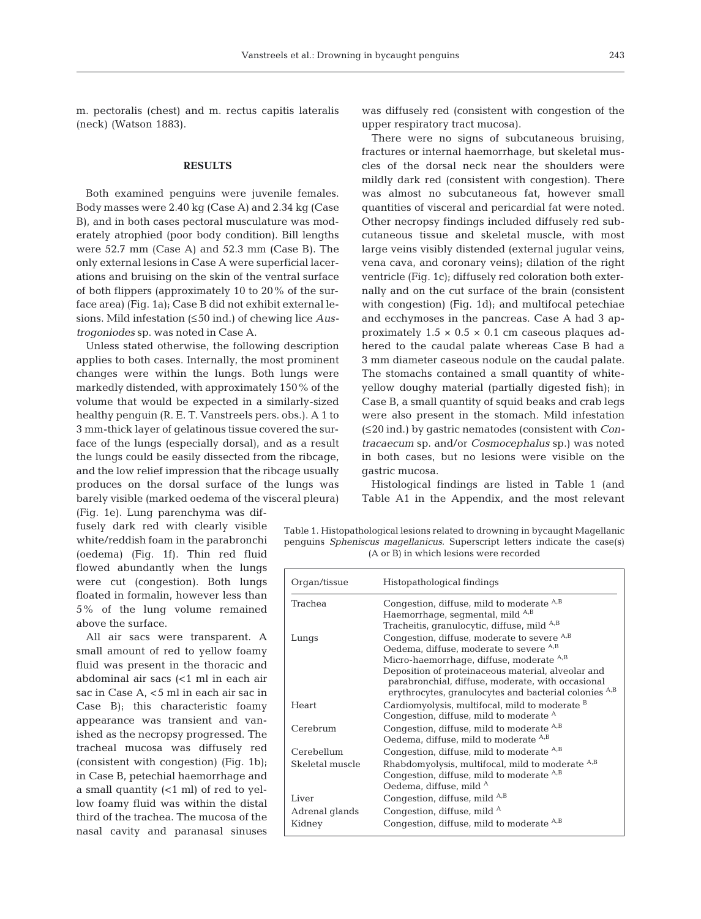m. pectoralis (chest) and m. rectus capitis lateralis (neck) (Watson 1883).

## RESULTS

Both examined penguins were juvenile females. Body masses were 2.40 kg (Case A) and 2.34 kg (Case B), and in both cases pectoral musculature was moderately atrophied (poor body condition). Bill lengths were 52.7 mm (Case A) and 52.3 mm (Case B). The only external lesions in Case A were superficial lacerations and bruising on the skin of the ventral surface of both flippers (approximately 10 to 20% of the surface area) (Fig. 1a); Case B did not exhibit external lesions. Mild infestation (≤50 ind.) of chewing lice *Austrogoniodes* sp. was noted in Case A.

Unless stated otherwise, the following description applies to both cases. Internally, the most prominent changes were within the lungs. Both lungs were markedly distended, with approximately 150% of the volume that would be expected in a similarly-sized healthy penguin (R. E. T. Vanstreels pers. obs.). A 1 to 3 mm-thick layer of gelatinous tissue covered the surface of the lungs (especially dorsal), and as a result the lungs could be easily dissected from the ribcage, and the low relief impression that the ribcage usually produces on the dorsal surface of the lungs was barely visible (marked oedema of the visceral pleura) (Fig. 1e). Lung parenchyma was diffusely dark red with clearly visible white/reddish foam in the parabronchi (oedema) (Fig. 1f). Thin red fluid flowed abundantly when the lungs were cut (congestion). Both lungs floated in formalin, however less than 5% of the lung volume remained above the surface.

All air sacs were transparent. A small amount of red to yellow foamy fluid was present in the thoracic and abdominal air sacs (<1 ml in each air sac in Case A, <5 ml in each air sac in Case B); this characteristic foamy appearance was transient and vanished as the necropsy progressed. The tracheal mucosa was diffusely red (consistent with congestion) (Fig. 1b); in Case B, petechial haemorrhage and a small quantity (<1 ml) of red to yellow foamy fluid was within the distal third of the trachea. The mucosa of the nasal cavity and paranasal sinuses was diffusely red (consistent with congestion of the upper respiratory tract mucosa).

There were no signs of subcutaneous bruising, fractures or internal haemorrhage, but skeletal muscles of the dorsal neck near the shoulders were mildly dark red (consistent with congestion). There was almost no subcutaneous fat, however small quantities of visceral and pericardial fat were noted. Other necropsy findings included diffusely red subcutaneous tissue and skeletal muscle, with most large veins visibly distended (external jugular veins, vena cava, and coronary veins); dilation of the right ventricle (Fig. 1c); diffusely red coloration both externally and on the cut surface of the brain (consistent with congestion) (Fig. 1d); and multifocal petechiae and ecchymoses in the pancreas. Case A had 3 approximately 1.5 × 0.5 × 0.1 cm caseous plaques adhered to the caudal palate whereas Case B had a 3 mm diameter caseous nodule on the caudal palate. The stomachs contained a small quantity of white-yellow doughy material (partially digested fish); in Case B, a small quantity of squid beaks and crab legs were also present in the stomach. Mild infestation (≤20 ind.) by gastric nematodes (consistent with *Contracaecum* sp. and/or *Cosmocephalus* sp.) was noted in both cases, but no lesions were visible on the gastric mucosa.

Histological findings are listed in Table 1 (and Table A1 in the Appendix, and the most relevant

Table 1. Histopathological lesions related to drowning in bycaught Magellanic penguins *Spheniscus magellanicus*. Superscript letters indicate the case(s) (A or B) in which lesions were recorded

| Organ/tissue | Histopathological findings |
|---|---|
| Trachea | Congestion, diffuse, mild to moderate [A,B] |
| | Haemorrhage, segmental, mild [A,B] |
| | Tracheitis, granulocytic, diffuse, mild [A,B] |
| Lungs | Congestion, diffuse, moderate to severe [A,B] |
| | Oedema, diffuse, moderate to severe [A,B] |
| | Micro-haemorrhage, diffuse, moderate [A,B] |
| | Deposition of proteinaceous material, alveolar and parabronchial, diffuse, moderate, with occasional erythrocytes, granulocytes and bacterial colonies [A,B] |
| Heart | Cardiomyolysis, multifocal, mild to moderate [B] |
| | Congestion, diffuse, mild to moderate [A] |
| Cerebrum | Congestion, diffuse, mild to moderate [A,B] |
| | Oedema, diffuse, mild to moderate [A,B] |
| Cerebellum | Congestion, diffuse, mild to moderate [A,B] |
| Skeletal muscle | Rhabdomyolysis, multifocal, mild to moderate [A,B] |
| | Congestion, diffuse, mild to moderate [A,B] |
| | Oedema, diffuse, mild [A] |
| Liver | Congestion, diffuse, mild [A,B] |
| Adrenal glands | Congestion, diffuse, mild [A] |
| Kidney | Congestion, diffuse, mild to moderate [A,B] |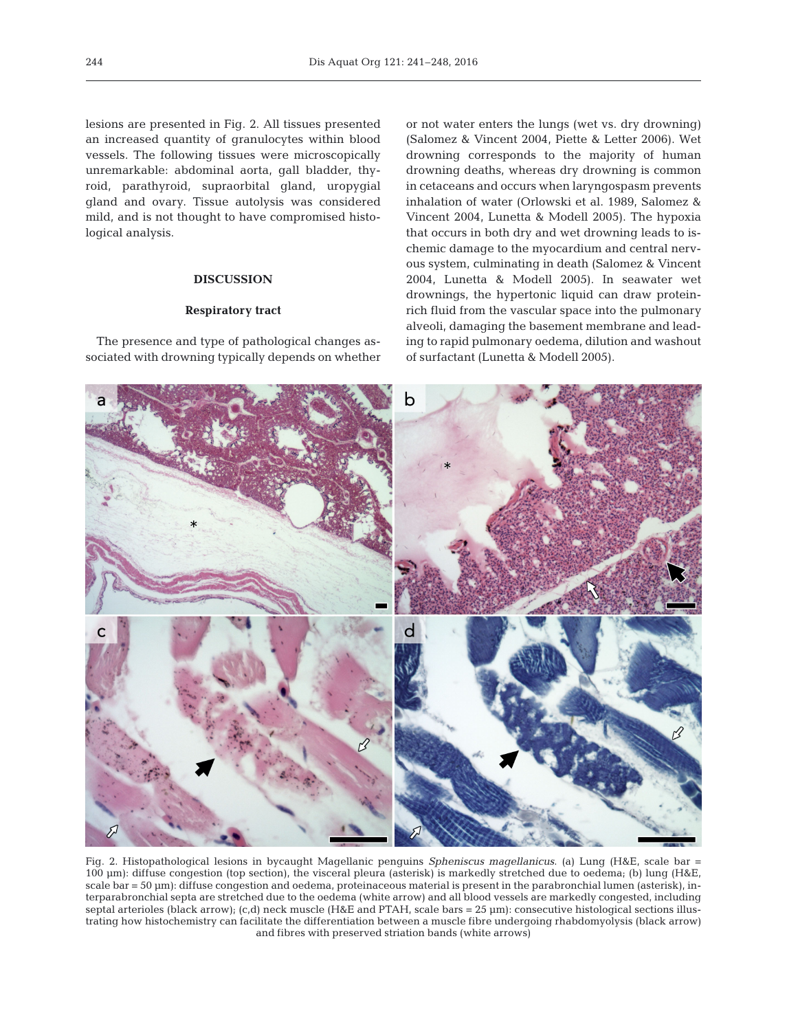lesions are presented in Fig. 2. All tissues presented an increased quantity of granulocytes within blood vessels. The following tissues were microscopically unremarkable: abdominal aorta, gall bladder, thyroid, parathyroid, supraorbital gland, uropygial gland and ovary. Tissue autolysis was considered mild, and is not thought to have compromised histological analysis.

## DISCUSSION

### Respiratory tract

The presence and type of pathological changes associated with drowning typically depends on whether or not water enters the lungs (wet vs. dry drowning) (Salomez & Vincent 2004, Piette & Letter 2006). Wet drowning corresponds to the majority of human drowning deaths, whereas dry drowning is common in cetaceans and occurs when laryngospasm prevents inhalation of water (Orlowski et al. 1989, Salomez & Vincent 2004, Lunetta & Modell 2005). The hypoxia that occurs in both dry and wet drowning leads to ischemic damage to the myocardium and central nervous system, culminating in death (Salomez & Vincent 2004, Lunetta & Modell 2005). In seawater wet drownings, the hypertonic liquid can draw protein-rich fluid from the vascular space into the pulmonary alveoli, damaging the basement membrane and leading to rapid pulmonary oedema, dilution and washout of surfactant (Lunetta & Modell 2005).

Fig. 2. Histopathological lesions in bycaught Magellanic penguins *Spheniscus magellanicus*. (a) Lung (H&E, scale bar = 100 µm): diffuse congestion (top section), the visceral pleura (asterisk) is markedly stretched due to oedema; (b) lung (H&E, scale bar = 50 µm): diffuse congestion and oedema, proteinaceous material is present in the parabronchial lumen (asterisk), interparabronchial septa are stretched due to the oedema (white arrow) and all blood vessels are markedly congested, including septal arterioles (black arrow); (c,d) neck muscle (H&E and PTAH, scale bars = 25 µm): consecutive histological sections illustrating how histochemistry can facilitate the differentiation between a muscle fibre undergoing rhabdomyolysis (black arrow) and fibres with preserved striation bands (white arrows)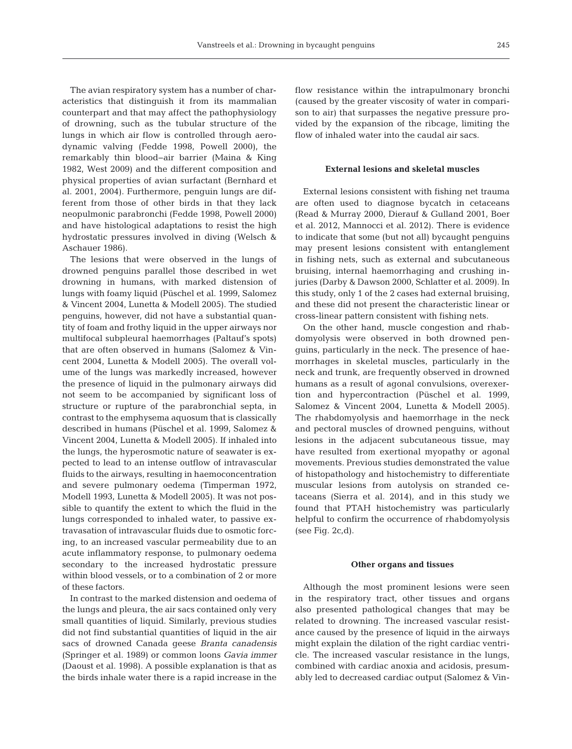The avian respiratory system has a number of characteristics that distinguish it from its mammalian counterpart and that may affect the pathophysiology of drowning, such as the tubular structure of the lungs in which air flow is controlled through aerodynamic valving (Fedde 1998, Powell 2000), the remarkably thin blood–air barrier (Maina & King 1982, West 2009) and the different composition and physical properties of avian surfactant (Bernhard et al. 2001, 2004). Furthermore, penguin lungs are different from those of other birds in that they lack neopulmonic parabronchi (Fedde 1998, Powell 2000) and have histological adaptations to resist the high hydrostatic pressures involved in diving (Welsch & Aschauer 1986).

The lesions that were observed in the lungs of drowned penguins parallel those described in wet drowning in humans, with marked distension of lungs with foamy liquid (Püschel et al. 1999, Salomez & Vincent 2004, Lunetta & Modell 2005). The studied penguins, however, did not have a substantial quantity of foam and frothy liquid in the upper airways nor multifocal subpleural haemorrhages (Paltauf's spots) that are often observed in humans (Salomez & Vincent 2004, Lunetta & Modell 2005). The overall volume of the lungs was markedly increased, however the presence of liquid in the pulmonary airways did not seem to be accompanied by significant loss of structure or rupture of the parabronchial septa, in contrast to the emphysema aquosum that is classically described in humans (Püschel et al. 1999, Salomez & Vincent 2004, Lunetta & Modell 2005). If inhaled into the lungs, the hyperosmotic nature of seawater is expected to lead to an intense outflow of intravascular fluids to the airways, resulting in haemoconcentration and severe pulmonary oedema (Timperman 1972, Modell 1993, Lunetta & Modell 2005). It was not possible to quantify the extent to which the fluid in the lungs corresponded to inhaled water, to passive extravasation of intravascular fluids due to osmotic forcing, to an increased vascular permeability due to an acute inflammatory response, to pulmonary oedema secondary to the increased hydrostatic pressure within blood vessels, or to a combination of 2 or more of these factors.

In contrast to the marked distension and oedema of the lungs and pleura, the air sacs contained only very small quantities of liquid. Similarly, previous studies did not find substantial quantities of liquid in the air sacs of drowned Canada geese *Branta canadensis* (Springer et al. 1989) or common loons *Gavia immer* (Daoust et al. 1998). A possible explanation is that as the birds inhale water there is a rapid increase in the flow resistance within the intrapulmonary bronchi (caused by the greater viscosity of water in comparison to air) that surpasses the negative pressure provided by the expansion of the ribcage, limiting the flow of inhaled water into the caudal air sacs.

### External lesions and skeletal muscles

External lesions consistent with fishing net trauma are often used to diagnose bycatch in cetaceans (Read & Murray 2000, Dierauf & Gulland 2001, Boer et al. 2012, Mannocci et al. 2012). There is evidence to indicate that some (but not all) bycaught penguins may present lesions consistent with entanglement in fishing nets, such as external and subcutaneous bruising, internal haemorrhaging and crushing injuries (Darby & Dawson 2000, Schlatter et al. 2009). In this study, only 1 of the 2 cases had external bruising, and these did not present the characteristic linear or cross-linear pattern consistent with fishing nets.

On the other hand, muscle congestion and rhabdomyolysis were observed in both drowned penguins, particularly in the neck. The presence of haemorrhages in skeletal muscles, particularly in the neck and trunk, are frequently observed in drowned humans as a result of agonal convulsions, overexertion and hypercontraction (Püschel et al. 1999, Salomez & Vincent 2004, Lunetta & Modell 2005). The rhabdomyolysis and haemorrhage in the neck and pectoral muscles of drowned penguins, without lesions in the adjacent subcutaneous tissue, may have resulted from exertional myopathy or agonal movements. Previous studies demonstrated the value of histopathology and histochemistry to differentiate muscular lesions from autolysis on stranded cetaceans (Sierra et al. 2014), and in this study we found that PTAH histochemistry was particularly helpful to confirm the occurrence of rhabdomyolysis (see Fig. 2c,d).

### Other organs and tissues

Although the most prominent lesions were seen in the respiratory tract, other tissues and organs also presented pathological changes that may be related to drowning. The increased vascular resistance caused by the presence of liquid in the airways might explain the dilation of the right cardiac ventricle. The increased vascular resistance in the lungs, combined with cardiac anoxia and acidosis, presumably led to decreased cardiac output (Salomez & Vin-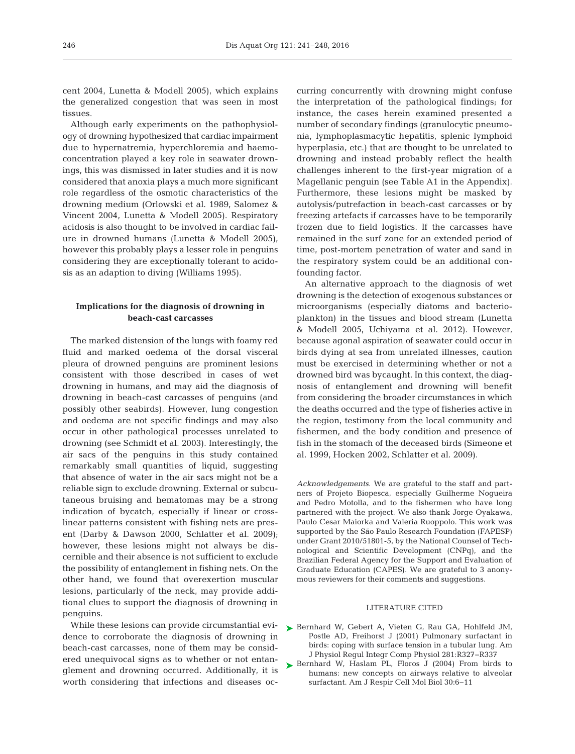cent 2004, Lunetta & Modell 2005), which explains the generalized congestion that was seen in most tissues.

Although early experiments on the pathophysiology of drowning hypothesized that cardiac impairment due to hypernatremia, hyperchloremia and haemoconcentration played a key role in seawater drownings, this was dismissed in later studies and it is now considered that anoxia plays a much more significant role regardless of the osmotic characteristics of the drowning medium (Orlowski et al. 1989, Salomez & Vincent 2004, Lunetta & Modell 2005). Respiratory acidosis is also thought to be involved in cardiac failure in drowned humans (Lunetta & Modell 2005), however this probably plays a lesser role in penguins considering they are exceptionally tolerant to acidosis as an adaption to diving (Williams 1995).

### Implications for the diagnosis of drowning in beach-cast carcasses

The marked distension of the lungs with foamy red fluid and marked oedema of the dorsal visceral pleura of drowned penguins are prominent lesions consistent with those described in cases of wet drowning in humans, and may aid the diagnosis of drowning in beach-cast carcasses of penguins (and possibly other seabirds). However, lung congestion and oedema are not specific findings and may also occur in other pathological processes unrelated to drowning (see Schmidt et al. 2003). Interestingly, the air sacs of the penguins in this study contained remarkably small quantities of liquid, suggesting that absence of water in the air sacs might not be a reliable sign to exclude drowning. External or subcutaneous bruising and hematomas may be a strong indication of bycatch, especially if linear or cross-linear patterns consistent with fishing nets are present (Darby & Dawson 2000, Schlatter et al. 2009); however, these lesions might not always be discernible and their absence is not sufficient to exclude the possibility of entanglement in fishing nets. On the other hand, we found that overexertion muscular lesions, particularly of the neck, may provide additional clues to support the diagnosis of drowning in penguins.

While these lesions can provide circumstantial evidence to corroborate the diagnosis of drowning in beach-cast carcasses, none of them may be considered unequivocal signs as to whether or not entanglement and drowning occurred. Additionally, it is worth considering that infections and diseases occurring concurrently with drowning might confuse the interpretation of the pathological findings; for instance, the cases herein examined presented a number of secondary findings (granulocytic pneumonia, lymphoplasmacytic hepatitis, splenic lymphoid hyperplasia, etc.) that are thought to be unrelated to drowning and instead probably reflect the health challenges inherent to the first-year migration of a Magellanic penguin (see Table A1 in the Appendix). Furthermore, these lesions might be masked by autolysis/putrefaction in beach-cast carcasses or by freezing artefacts if carcasses have to be temporarily frozen due to field logistics. If the carcasses have remained in the surf zone for an extended period of time, post-mortem penetration of water and sand in the respiratory system could be an additional confounding factor.

An alternative approach to the diagnosis of wet drowning is the detection of exogenous substances or microorganisms (especially diatoms and bacterioplankton) in the tissues and blood stream (Lunetta & Modell 2005, Uchiyama et al. 2012). However, because agonal aspiration of seawater could occur in birds dying at sea from unrelated illnesses, caution must be exercised in determining whether or not a drowned bird was bycaught. In this context, the diagnosis of entanglement and drowning will benefit from considering the broader circumstances in which the deaths occurred and the type of fisheries active in the region, testimony from the local community and fishermen, and the body condition and presence of fish in the stomach of the deceased birds (Simeone et al. 1999, Hocken 2002, Schlatter et al. 2009).

*Acknowledgements.* We are grateful to the staff and partners of Projeto Biopesca, especially Guilherme Nogueira and Pedro Motolla, and to the fishermen who have long partnered with the project. We also thank Jorge Oyakawa, Paulo Cesar Maiorka and Valeria Ruoppolo. This work was supported by the São Paulo Research Foundation (FAPESP) under Grant 2010/51801-5, by the National Counsel of Technological and Scientific Development (CNPq), and the Brazilian Federal Agency for the Support and Evaluation of Graduate Education (CAPES). We are grateful to 3 anonymous reviewers for their comments and suggestions.

## LITERATURE CITED

Bernhard W, Gebert A, Vieten G, Rau GA, Hohlfeld JM, Postle AD, Freihorst J (2001) Pulmonary surfactant in birds: coping with surface tension in a tubular lung. Am J Physiol Regul Integr Comp Physiol 281:R327–R337

Bernhard W, Haslam PL, Floros J (2004) From birds to humans: new concepts on airways relative to alveolar surfactant. Am J Respir Cell Mol Biol 30:6–11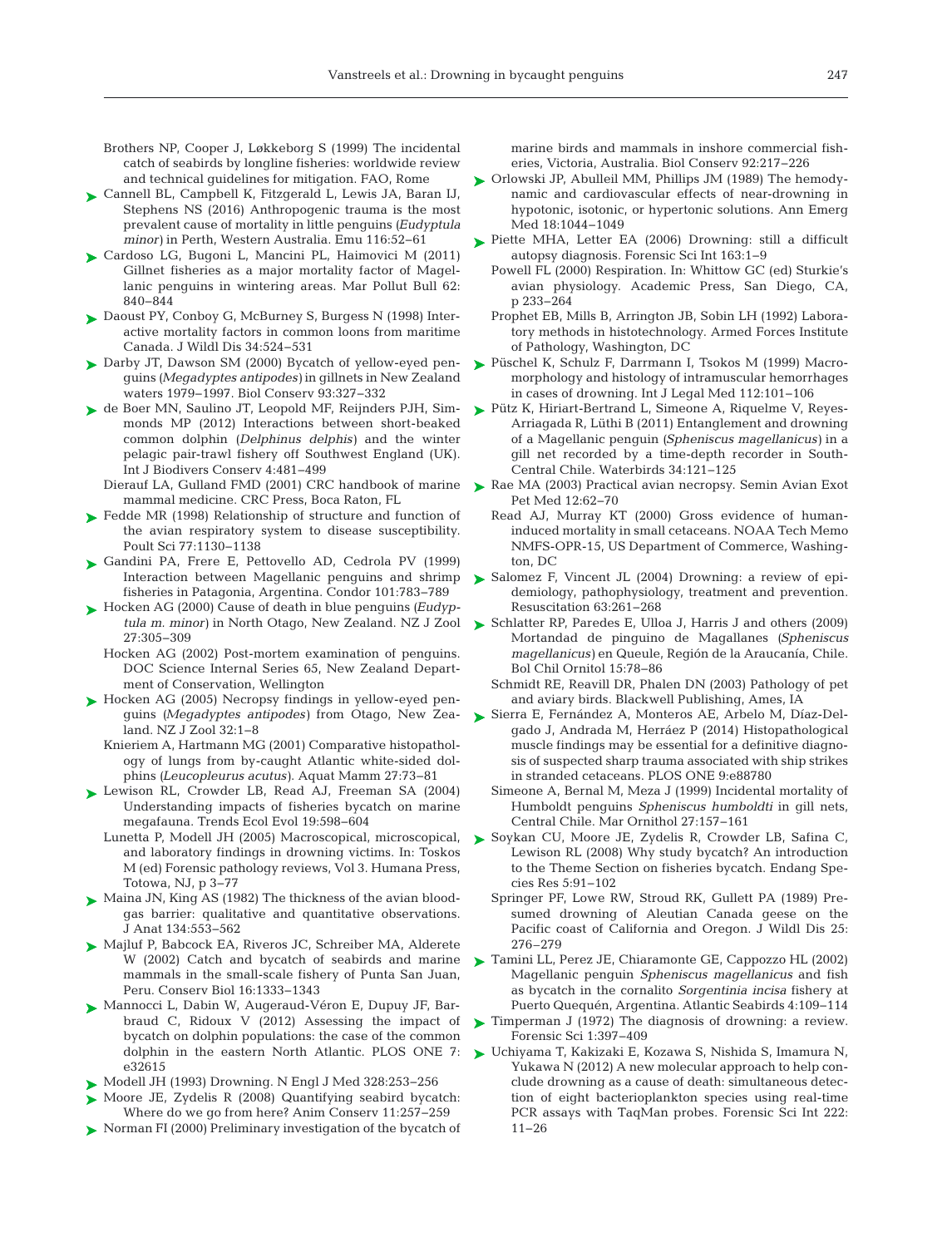Brothers NP, Cooper J, Løkkeborg S (1999) The incidental catch of seabirds by longline fisheries: worldwide review and technical guidelines for mitigation. FAO, Rome

Cannell BL, Campbell K, Fitzgerald L, Lewis JA, Baran IJ, Stephens NS (2016) Anthropogenic trauma is the most prevalent cause of mortality in little penguins (*Eudyptula minor*) in Perth, Western Australia. Emu 116:52–61

Cardoso LG, Bugoni L, Mancini PL, Haimovici M (2011) Gillnet fisheries as a major mortality factor of Magellanic penguins in wintering areas. Mar Pollut Bull 62: 840–844

Daoust PY, Conboy G, McBurney S, Burgess N (1998) Interactive mortality factors in common loons from maritime Canada. J Wildl Dis 34:524–531

Darby JT, Dawson SM (2000) Bycatch of yellow-eyed penguins (*Megadyptes antipodes*) in gillnets in New Zealand waters 1979–1997. Biol Conserv 93:327–332

de Boer MN, Saulino JT, Leopold MF, Reijnders PJH, Simmonds MP (2012) Interactions between short-beaked common dolphin (*Delphinus delphis*) and the winter pelagic pair-trawl fishery off Southwest England (UK). Int J Biodivers Conserv 4:481–499

Dierauf LA, Gulland FMD (2001) CRC handbook of marine mammal medicine. CRC Press, Boca Raton, FL

Fedde MR (1998) Relationship of structure and function of the avian respiratory system to disease susceptibility. Poult Sci 77:1130–1138

Gandini PA, Frere E, Pettovello AD, Cedrola PV (1999) Interaction between Magellanic penguins and shrimp fisheries in Patagonia, Argentina. Condor 101:783–789

Hocken AG (2000) Cause of death in blue penguins (*Eudyptula m. minor*) in North Otago, New Zealand. NZ J Zool 27:305–309

Hocken AG (2002) Post-mortem examination of penguins. DOC Science Internal Series 65, New Zealand Department of Conservation, Wellington

Hocken AG (2005) Necropsy findings in yellow-eyed penguins (*Megadyptes antipodes*) from Otago, New Zealand. NZ J Zool 32:1–8

Knieriem A, Hartmann MG (2001) Comparative histopathology of lungs from by-caught Atlantic white-sided dolphins (*Leucopleurus acutus*). Aquat Mamm 27:73–81

Lewison RL, Crowder LB, Read AJ, Freeman SA (2004) Understanding impacts of fisheries bycatch on marine megafauna. Trends Ecol Evol 19:598–604

Lunetta P, Modell JH (2005) Macroscopical, microscopical, and laboratory findings in drowning victims. In: Toskos M (ed) Forensic pathology reviews, Vol 3. Humana Press, Totowa, NJ, p 3–77

Maina JN, King AS (1982) The thickness of the avian blood-gas barrier: qualitative and quantitative observations. J Anat 134:553–562

Majluf P, Babcock EA, Riveros JC, Schreiber MA, Alderete W (2002) Catch and bycatch of seabirds and marine mammals in the small-scale fishery of Punta San Juan, Peru. Conserv Biol 16:1333–1343

Mannocci L, Dabin W, Augeraud-Véron E, Dupuy JF, Barbraud C, Ridoux V (2012) Assessing the impact of bycatch on dolphin populations: the case of the common dolphin in the eastern North Atlantic. PLOS ONE 7: e32615

Modell JH (1993) Drowning. N Engl J Med 328:253–256

Moore JE, Zydelis R (2008) Quantifying seabird bycatch: Where do we go from here? Anim Conserv 11:257–259

Norman FI (2000) Preliminary investigation of the bycatch of marine birds and mammals in inshore commercial fisheries, Victoria, Australia. Biol Conserv 92:217–226

Orlowski JP, Abulleil MM, Phillips JM (1989) The hemodynamic and cardiovascular effects of near-drowning in hypotonic, isotonic, or hypertonic solutions. Ann Emerg Med 18:1044–1049

Piette MHA, Letter EA (2006) Drowning: still a difficult autopsy diagnosis. Forensic Sci Int 163:1–9

Powell FL (2000) Respiration. In: Whittow GC (ed) Sturkie's avian physiology. Academic Press, San Diego, CA, p 233–264

Prophet EB, Mills B, Arrington JB, Sobin LH (1992) Laboratory methods in histotechnology. Armed Forces Institute of Pathology, Washington, DC

Püschel K, Schulz F, Darrmann I, Tsokos M (1999) Macromorphology and histology of intramuscular hemorrhages in cases of drowning. Int J Legal Med 112:101–106

Pütz K, Hiriart-Bertrand L, Simeone A, Riquelme V, Reyes-Arriagada R, Lüthi B (2011) Entanglement and drowning of a Magellanic penguin (*Spheniscus magellanicus*) in a gill net recorded by a time-depth recorder in South-Central Chile. Waterbirds 34:121–125

Rae MA (2003) Practical avian necropsy. Semin Avian Exot Pet Med 12:62–70

Read AJ, Murray KT (2000) Gross evidence of human-induced mortality in small cetaceans. NOAA Tech Memo NMFS-OPR-15, US Department of Commerce, Washington, DC

Salomez F, Vincent JL (2004) Drowning: a review of epidemiology, pathophysiology, treatment and prevention. Resuscitation 63:261–268

Schlatter RP, Paredes E, Ulloa J, Harris J and others (2009) Mortandad de pinguino de Magallanes (*Spheniscus magellanicus*) en Queule, Región de la Araucanía, Chile. Bol Chil Ornitol 15:78–86

Schmidt RE, Reavill DR, Phalen DN (2003) Pathology of pet and aviary birds. Blackwell Publishing, Ames, IA

Sierra E, Fernández A, Monteros AE, Arbelo M, Díaz-Delgado J, Andrada M, Herráez P (2014) Histopathological muscle findings may be essential for a definitive diagnosis of suspected sharp trauma associated with ship strikes in stranded cetaceans. PLOS ONE 9:e88780

Simeone A, Bernal M, Meza J (1999) Incidental mortality of Humboldt penguins *Spheniscus humboldti* in gill nets, Central Chile. Mar Ornithol 27:157–161

Soykan CU, Moore JE, Zydelis R, Crowder LB, Safina C, Lewison RL (2008) Why study bycatch? An introduction to the Theme Section on fisheries bycatch. Endang Species Res 5:91–102

Springer PF, Lowe RW, Stroud RK, Gullett PA (1989) Presumed drowning of Aleutian Canada geese on the Pacific coast of California and Oregon. J Wildl Dis 25: 276–279

Tamini LL, Perez JE, Chiaramonte GE, Cappozzo HL (2002) Magellanic penguin *Spheniscus magellanicus* and fish as bycatch in the cornalito *Sorgentinia incisa* fishery at Puerto Quequén, Argentina. Atlantic Seabirds 4:109–114

Timperman J (1972) The diagnosis of drowning: a review. Forensic Sci 1:397–409

Uchiyama T, Kakizaki E, Kozawa S, Nishida S, Imamura N, Yukawa N (2012) A new molecular approach to help conclude drowning as a cause of death: simultaneous detection of eight bacterioplankton species using real-time PCR assays with TaqMan probes. Forensic Sci Int 222: 11–26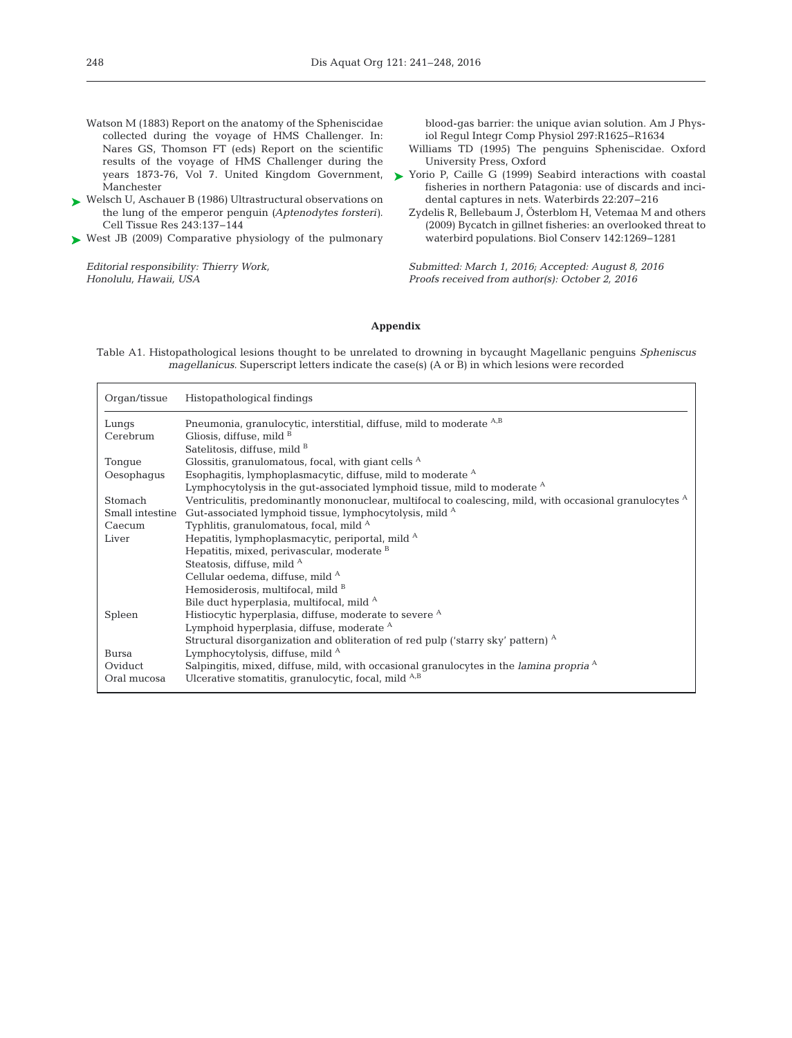Watson M (1883) Report on the anatomy of the Spheniscidae collected during the voyage of HMS Challenger. In: Nares GS, Thomson FT (eds) Report on the scientific results of the voyage of HMS Challenger during the years 1873-76, Vol 7. United Kingdom Government, Manchester

Welsch U, Aschauer B (1986) Ultrastructural observations on the lung of the emperor penguin (*Aptenodytes forsteri*). Cell Tissue Res 243:137−144

West JB (2009) Comparative physiology of the pulmonary blood-gas barrier: the unique avian solution. Am J Physiol Regul Integr Comp Physiol 297:R1625−R1634

Williams TD (1995) The penguins Spheniscidae. Oxford University Press, Oxford

Yorio P, Caille G (1999) Seabird interactions with coastal fisheries in northern Patagonia: use of discards and incidental captures in nets. Waterbirds 22:207−216

Zydelis R, Bellebaum J, Österblom H, Vetemaa M and others (2009) Bycatch in gillnet fisheries: an overlooked threat to waterbird populations. Biol Conserv 142:1269−1281

*Editorial responsibility: Thierry Work, Honolulu, Hawaii, USA*

*Submitted: March 1, 2016; Accepted: August 8, 2016*
*Proofs received from author(s): October 2, 2016*

## Appendix

Table A1. Histopathological lesions thought to be unrelated to drowning in bycaught Magellanic penguins *Spheniscus magellanicus*. Superscript letters indicate the case(s) (A or B) in which lesions were recorded

| Organ/tissue | Histopathological findings |
|---|---|
| Lungs | Pneumonia, granulocytic, interstitial, diffuse, mild to moderate [A,B] |
| Cerebrum | Gliosis, diffuse, mild [B] |
| | Satelitosis, diffuse, mild [B] |
| Tongue | Glossitis, granulomatous, focal, with giant cells [A] |
| Oesophagus | Esophagitis, lymphoplasmacytic, diffuse, mild to moderate [A] |
| | Lymphocytolysis in the gut-associated lymphoid tissue, mild to moderate [A] |
| Stomach | Ventriculitis, predominantly mononuclear, multifocal to coalescing, mild, with occasional granulocytes [A] |
| Small intestine | Gut-associated lymphoid tissue, lymphocytolysis, mild [A] |
| Caecum | Typhlitis, granulomatous, focal, mild [A] |
| Liver | Hepatitis, lymphoplasmacytic, periportal, mild [A] |
| | Hepatitis, mixed, perivascular, moderate [B] |
| | Steatosis, diffuse, mild [A] |
| | Cellular oedema, diffuse, mild [A] |
| | Hemosiderosis, multifocal, mild [B] |
| | Bile duct hyperplasia, multifocal, mild [A] |
| Spleen | Histiocytic hyperplasia, diffuse, moderate to severe [A] |
| | Lymphoid hyperplasia, diffuse, moderate [A] |
| | Structural disorganization and obliteration of red pulp ('starry sky' pattern) [A] |
| Bursa | Lymphocytolysis, diffuse, mild [A] |
| Oviduct | Salpingitis, mixed, diffuse, mild, with occasional granulocytes in the *lamina propria* [A] |
| Oral mucosa | Ulcerative stomatitis, granulocytic, focal, mild [A,B] |